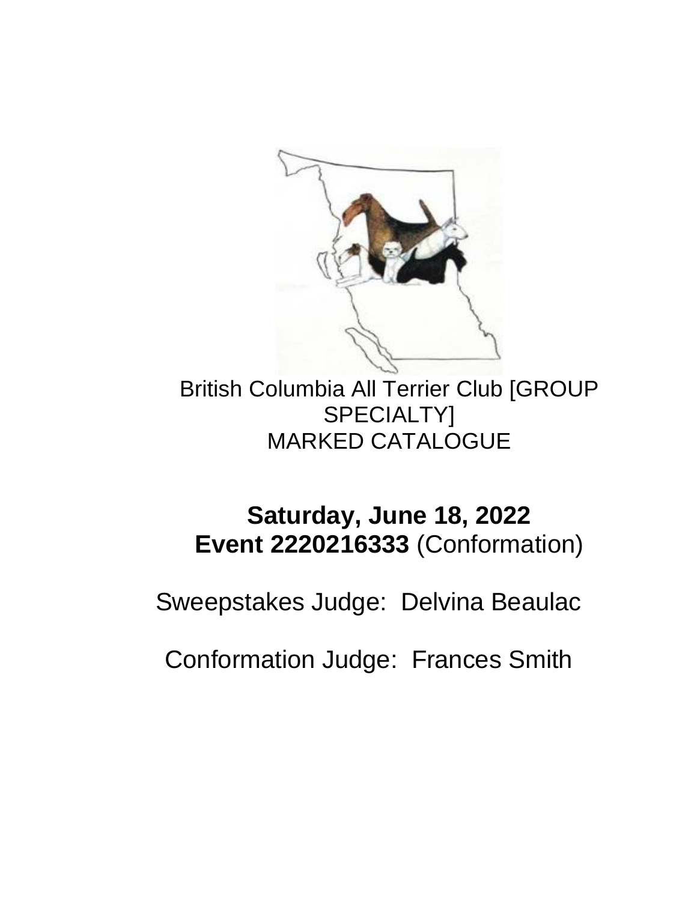British Columbia All Terrier Club [GROUP SPECIALTY]
MARKED CATALOGUE

**Saturday, June 18, 2022**
**Event 2220216333** (Conformation)

Sweepstakes Judge: Delvina Beaulac

Conformation Judge: Frances Smith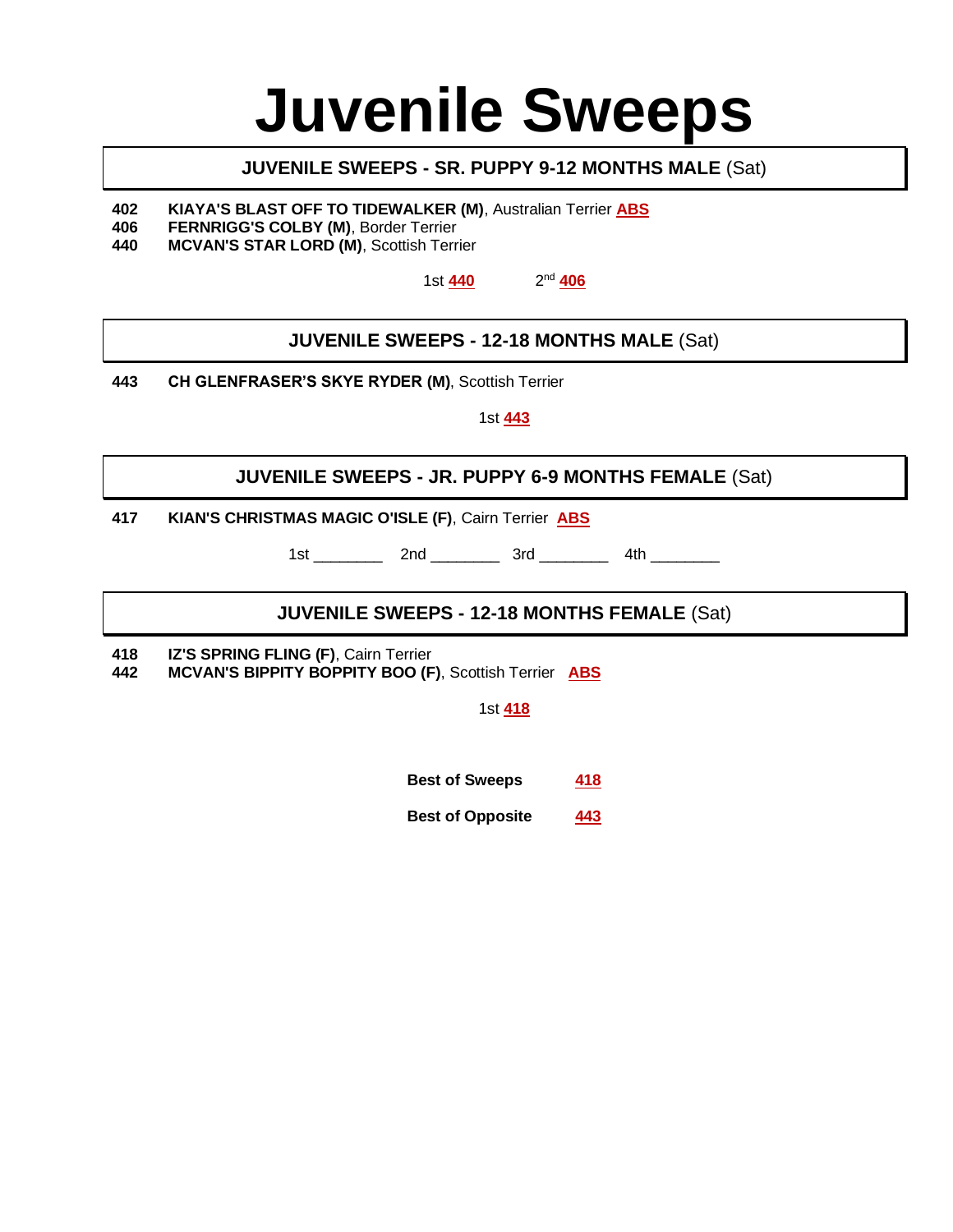# Juvenile Sweeps

## JUVENILE SWEEPS - SR. PUPPY 9-12 MONTHS MALE (Sat)

**402** **KIAYA'S BLAST OFF TO TIDEWALKER (M)**, Australian Terrier **ABS**
**406** **FERNRIGG'S COLBY (M)**, Border Terrier
**440** **MCVAN'S STAR LORD (M)**, Scottish Terrier

1st **440** 2nd **406**

## JUVENILE SWEEPS - 12-18 MONTHS MALE (Sat)

**443** **CH GLENFRASER'S SKYE RYDER (M)**, Scottish Terrier

1st **443**

## JUVENILE SWEEPS - JR. PUPPY 6-9 MONTHS FEMALE (Sat)

**417** **KIAN'S CHRISTMAS MAGIC O'ISLE (F)**, Cairn Terrier **ABS**

1st ________ 2nd ________ 3rd ________ 4th ________

## JUVENILE SWEEPS - 12-18 MONTHS FEMALE (Sat)

**418** **IZ'S SPRING FLING (F)**, Cairn Terrier
**442** **MCVAN'S BIPPITY BOPPITY BOO (F)**, Scottish Terrier **ABS**

1st **418**

**Best of Sweeps** **418**

**Best of Opposite** **443**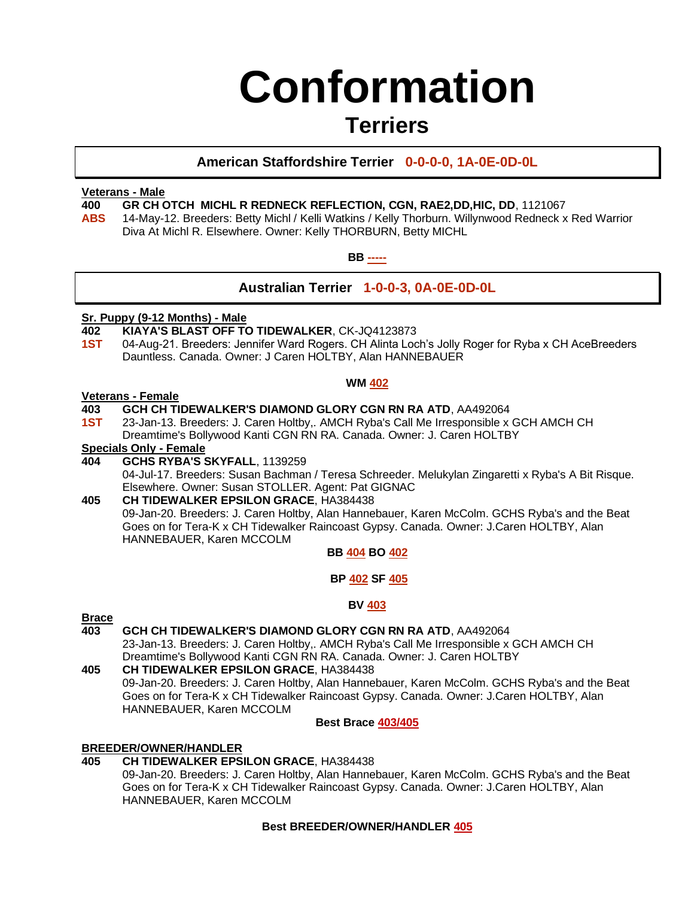# Conformation

## Terriers

### American Staffordshire Terrier 0-0-0-0, 1A-0E-0D-0L

**Veterans - Male**

**400** **GR CH OTCH MICHL R REDNECK REFLECTION, CGN, RAE2,DD,HIC, DD**, 1121067
**ABS** 14-May-12. Breeders: Betty Michl / Kelli Watkins / Kelly Thorburn. Willynwood Redneck x Red Warrior Diva At Michl R. Elsewhere. Owner: Kelly THORBURN, Betty MICHL

**BB -----**

### Australian Terrier 1-0-0-3, 0A-0E-0D-0L

**Sr. Puppy (9-12 Months) - Male**

**402** **KIAYA'S BLAST OFF TO TIDEWALKER**, CK-JQ4123873
**1ST** 04-Aug-21. Breeders: Jennifer Ward Rogers. CH Alinta Loch's Jolly Roger for Ryba x CH AceBreeders Dauntless. Canada. Owner: J Caren HOLTBY, Alan HANNEBAUER

**WM 402**

**Veterans - Female**

**403** **GCH CH TIDEWALKER'S DIAMOND GLORY CGN RN RA ATD**, AA492064
**1ST** 23-Jan-13. Breeders: J. Caren Holtby,. AMCH Ryba's Call Me Irresponsible x GCH AMCH CH Dreamtime's Bollywood Kanti CGN RN RA. Canada. Owner: J. Caren HOLTBY

**Specials Only - Female**

**404** **GCHS RYBA'S SKYFALL**, 1139259
04-Jul-17. Breeders: Susan Bachman / Teresa Schreeder. Melukylan Zingaretti x Ryba's A Bit Risque. Elsewhere. Owner: Susan STOLLER. Agent: Pat GIGNAC

**405** **CH TIDEWALKER EPSILON GRACE**, HA384438
09-Jan-20. Breeders: J. Caren Holtby, Alan Hannebauer, Karen McColm. GCHS Ryba's and the Beat Goes on for Tera-K x CH Tidewalker Raincoast Gypsy. Canada. Owner: J.Caren HOLTBY, Alan HANNEBAUER, Karen MCCOLM

**BB 404 BO 402**

**BP 402 SF 405**

**BV 403**

**Brace**

**403** **GCH CH TIDEWALKER'S DIAMOND GLORY CGN RN RA ATD**, AA492064
23-Jan-13. Breeders: J. Caren Holtby,. AMCH Ryba's Call Me Irresponsible x GCH AMCH CH Dreamtime's Bollywood Kanti CGN RN RA. Canada. Owner: J. Caren HOLTBY

**405** **CH TIDEWALKER EPSILON GRACE**, HA384438
09-Jan-20. Breeders: J. Caren Holtby, Alan Hannebauer, Karen McColm. GCHS Ryba's and the Beat Goes on for Tera-K x CH Tidewalker Raincoast Gypsy. Canada. Owner: J.Caren HOLTBY, Alan HANNEBAUER, Karen MCCOLM

**Best Brace 403/405**

**BREEDER/OWNER/HANDLER**

**405** **CH TIDEWALKER EPSILON GRACE**, HA384438
09-Jan-20. Breeders: J. Caren Holtby, Alan Hannebauer, Karen McColm. GCHS Ryba's and the Beat Goes on for Tera-K x CH Tidewalker Raincoast Gypsy. Canada. Owner: J.Caren HOLTBY, Alan HANNEBAUER, Karen MCCOLM

**Best BREEDER/OWNER/HANDLER 405**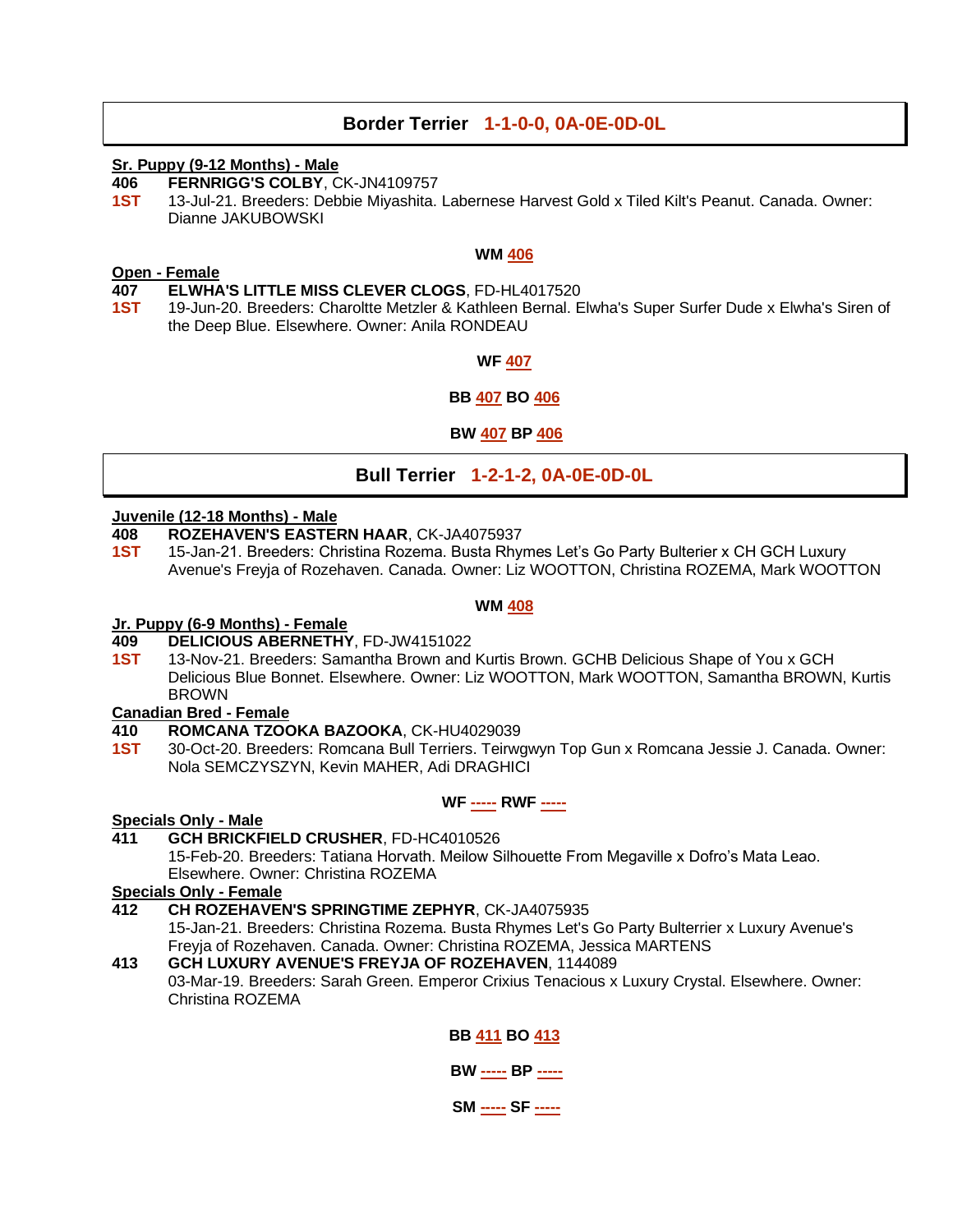## Border Terrier 1-1-0-0, 0A-0E-0D-0L

**Sr. Puppy (9-12 Months) - Male**

**406** **FERNRIGG'S COLBY**, CK-JN4109757
**1ST** 13-Jul-21. Breeders: Debbie Miyashita. Labernese Harvest Gold x Tiled Kilt's Peanut. Canada. Owner: Dianne JAKUBOWSKI

**WM 406**

**Open - Female**

**407** **ELWHA'S LITTLE MISS CLEVER CLOGS**, FD-HL4017520
**1ST** 19-Jun-20. Breeders: Charoltte Metzler & Kathleen Bernal. Elwha's Super Surfer Dude x Elwha's Siren of the Deep Blue. Elsewhere. Owner: Anila RONDEAU

**WF 407**

**BB 407 BO 406**

**BW 407 BP 406**

## Bull Terrier 1-2-1-2, 0A-0E-0D-0L

**Juvenile (12-18 Months) - Male**

**408** **ROZEHAVEN'S EASTERN HAAR**, CK-JA4075937
**1ST** 15-Jan-21. Breeders: Christina Rozema. Busta Rhymes Let's Go Party Bulterier x CH GCH Luxury Avenue's Freyja of Rozehaven. Canada. Owner: Liz WOOTTON, Christina ROZEMA, Mark WOOTTON

**WM 408**

**Jr. Puppy (6-9 Months) - Female**

**409** **DELICIOUS ABERNETHY**, FD-JW4151022
**1ST** 13-Nov-21. Breeders: Samantha Brown and Kurtis Brown. GCHB Delicious Shape of You x GCH Delicious Blue Bonnet. Elsewhere. Owner: Liz WOOTTON, Mark WOOTTON, Samantha BROWN, Kurtis BROWN

**Canadian Bred - Female**

**410** **ROMCANA TZOOKA BAZOOKA**, CK-HU4029039
**1ST** 30-Oct-20. Breeders: Romcana Bull Terriers. Teirwgwyn Top Gun x Romcana Jessie J. Canada. Owner: Nola SEMCZYSZYN, Kevin MAHER, Adi DRAGHICI

**WF ----- RWF -----**

**Specials Only - Male**

**411** **GCH BRICKFIELD CRUSHER**, FD-HC4010526
15-Feb-20. Breeders: Tatiana Horvath. Meilow Silhouette From Megaville x Dofro's Mata Leao. Elsewhere. Owner: Christina ROZEMA

**Specials Only - Female**

**412** **CH ROZEHAVEN'S SPRINGTIME ZEPHYR**, CK-JA4075935
15-Jan-21. Breeders: Christina Rozema. Busta Rhymes Let's Go Party Bulterrier x Luxury Avenue's Freyja of Rozehaven. Canada. Owner: Christina ROZEMA, Jessica MARTENS

**413** **GCH LUXURY AVENUE'S FREYJA OF ROZEHAVEN**, 1144089
03-Mar-19. Breeders: Sarah Green. Emperor Crixius Tenacious x Luxury Crystal. Elsewhere. Owner: Christina ROZEMA

**BB 411 BO 413**

**BW ----- BP -----**

**SM ----- SF -----**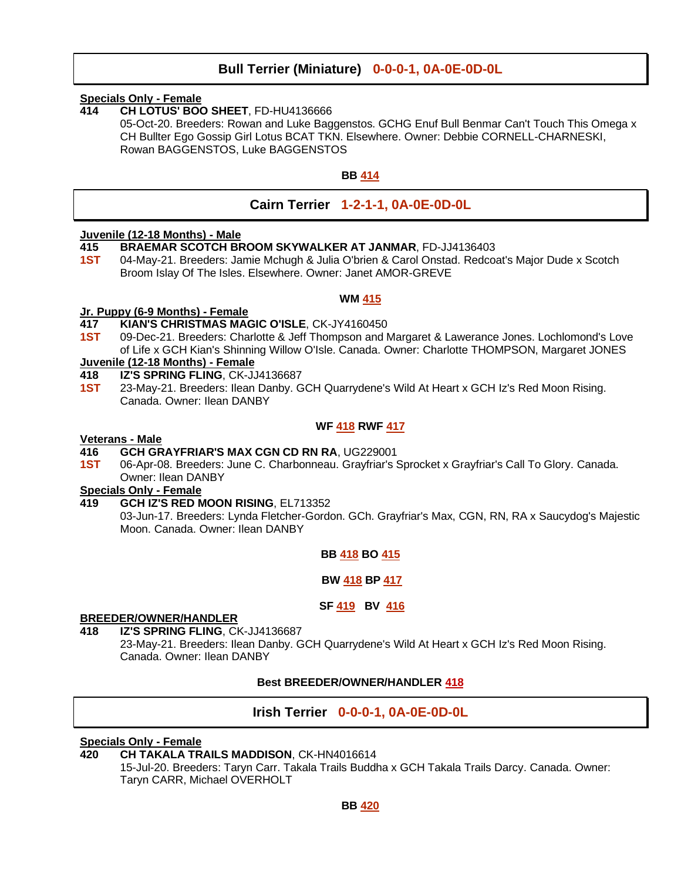## Bull Terrier (Miniature)   0-0-0-1, 0A-0E-0D-0L

**Specials Only - Female**

**414** **CH LOTUS' BOO SHEET**, FD-HU4136666
05-Oct-20. Breeders: Rowan and Luke Baggenstos. GCHG Enuf Bull Benmar Can't Touch This Omega x CH Bullter Ego Gossip Girl Lotus BCAT TKN. Elsewhere. Owner: Debbie CORNELL-CHARNESKI, Rowan BAGGENSTOS, Luke BAGGENSTOS

**BB 414**

## Cairn Terrier   1-2-1-1, 0A-0E-0D-0L

**Juvenile (12-18 Months) - Male**

**415** **BRAEMAR SCOTCH BROOM SKYWALKER AT JANMAR**, FD-JJ4136403
**1ST** 04-May-21. Breeders: Jamie Mchugh & Julia O'brien & Carol Onstad. Redcoat's Major Dude x Scotch Broom Islay Of The Isles. Elsewhere. Owner: Janet AMOR-GREVE

**WM 415**

**Jr. Puppy (6-9 Months) - Female**

**417** **KIAN'S CHRISTMAS MAGIC O'ISLE**, CK-JY4160450
**1ST** 09-Dec-21. Breeders: Charlotte & Jeff Thompson and Margaret & Lawerance Jones. Lochlomond's Love of Life x GCH Kian's Shinning Willow O'Isle. Canada. Owner: Charlotte THOMPSON, Margaret JONES

**Juvenile (12-18 Months) - Female**

**418** **IZ'S SPRING FLING**, CK-JJ4136687
**1ST** 23-May-21. Breeders: Ilean Danby. GCH Quarrydene's Wild At Heart x GCH Iz's Red Moon Rising. Canada. Owner: Ilean DANBY

**WF 418 RWF 417**

**Veterans - Male**

**416** **GCH GRAYFRIAR'S MAX CGN CD RN RA**, UG229001
**1ST** 06-Apr-08. Breeders: June C. Charbonneau. Grayfriar's Sprocket x Grayfriar's Call To Glory. Canada. Owner: Ilean DANBY

**Specials Only - Female**

**419** **GCH IZ'S RED MOON RISING**, EL713352
03-Jun-17. Breeders: Lynda Fletcher-Gordon. GCh. Grayfriar's Max, CGN, RN, RA x Saucydog's Majestic Moon. Canada. Owner: Ilean DANBY

**BB 418 BO 415**

**BW 418 BP 417**

**SF 419   BV 416**

**BREEDER/OWNER/HANDLER**

**418** **IZ'S SPRING FLING**, CK-JJ4136687
23-May-21. Breeders: Ilean Danby. GCH Quarrydene's Wild At Heart x GCH Iz's Red Moon Rising. Canada. Owner: Ilean DANBY

**Best BREEDER/OWNER/HANDLER 418**

## Irish Terrier   0-0-0-1, 0A-0E-0D-0L

**Specials Only - Female**

**420** **CH TAKALA TRAILS MADDISON**, CK-HN4016614
15-Jul-20. Breeders: Taryn Carr. Takala Trails Buddha x GCH Takala Trails Darcy. Canada. Owner: Taryn CARR, Michael OVERHOLT

**BB 420**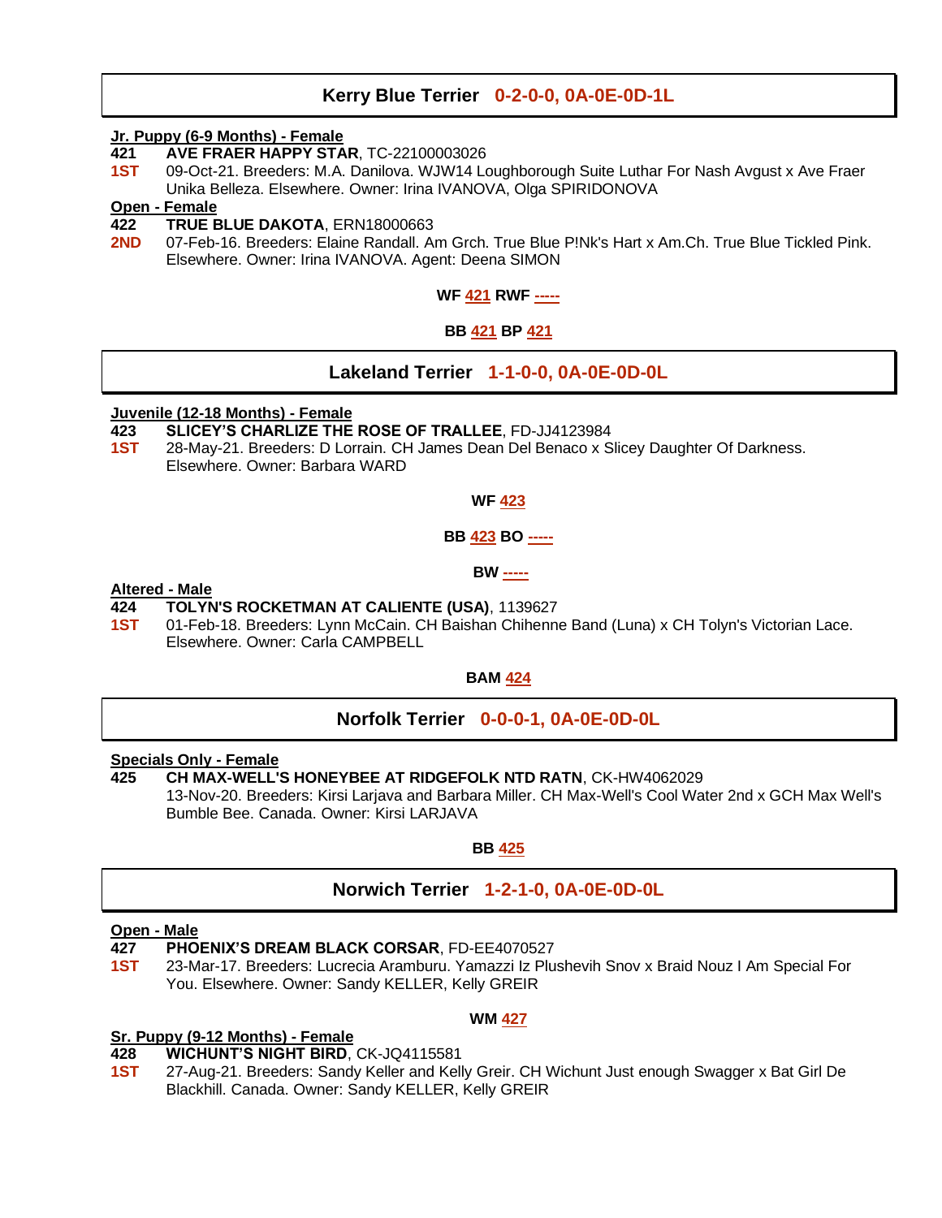## Kerry Blue Terrier 0-2-0-0, 0A-0E-0D-1L

**Jr. Puppy (6-9 Months) - Female**

**421** **AVE FRAER HAPPY STAR**, TC-22100003026
**1ST** 09-Oct-21. Breeders: M.A. Danilova. WJW14 Loughborough Suite Luthar For Nash Avgust x Ave Fraer Unika Belleza. Elsewhere. Owner: Irina IVANOVA, Olga SPIRIDONOVA

**Open - Female**

**422** **TRUE BLUE DAKOTA**, ERN18000663
**2ND** 07-Feb-16. Breeders: Elaine Randall. Am Grch. True Blue P!Nk's Hart x Am.Ch. True Blue Tickled Pink. Elsewhere. Owner: Irina IVANOVA. Agent: Deena SIMON

**WF 421 RWF -----**

**BB 421 BP 421**

## Lakeland Terrier 1-1-0-0, 0A-0E-0D-0L

**Juvenile (12-18 Months) - Female**

**423** **SLICEY'S CHARLIZE THE ROSE OF TRALLEE**, FD-JJ4123984
**1ST** 28-May-21. Breeders: D Lorrain. CH James Dean Del Benaco x Slicey Daughter Of Darkness. Elsewhere. Owner: Barbara WARD

**WF 423**

**BB 423 BO -----**

**BW -----**

**Altered - Male**

**424** **TOLYN'S ROCKETMAN AT CALIENTE (USA)**, 1139627
**1ST** 01-Feb-18. Breeders: Lynn McCain. CH Baishan Chihenne Band (Luna) x CH Tolyn's Victorian Lace. Elsewhere. Owner: Carla CAMPBELL

**BAM 424**

## Norfolk Terrier 0-0-0-1, 0A-0E-0D-0L

**Specials Only - Female**

**425** **CH MAX-WELL'S HONEYBEE AT RIDGEFOLK NTD RATN**, CK-HW4062029
13-Nov-20. Breeders: Kirsi Larjava and Barbara Miller. CH Max-Well's Cool Water 2nd x GCH Max Well's Bumble Bee. Canada. Owner: Kirsi LARJAVA

**BB 425**

## Norwich Terrier 1-2-1-0, 0A-0E-0D-0L

**Open - Male**

**427** **PHOENIX'S DREAM BLACK CORSAR**, FD-EE4070527
**1ST** 23-Mar-17. Breeders: Lucrecia Aramburu. Yamazzi Iz Plushevih Snov x Braid Nouz I Am Special For You. Elsewhere. Owner: Sandy KELLER, Kelly GREIR

**WM 427**

**Sr. Puppy (9-12 Months) - Female**

**428** **WICHUNT'S NIGHT BIRD**, CK-JQ4115581
**1ST** 27-Aug-21. Breeders: Sandy Keller and Kelly Greir. CH Wichunt Just enough Swagger x Bat Girl De Blackhill. Canada. Owner: Sandy KELLER, Kelly GREIR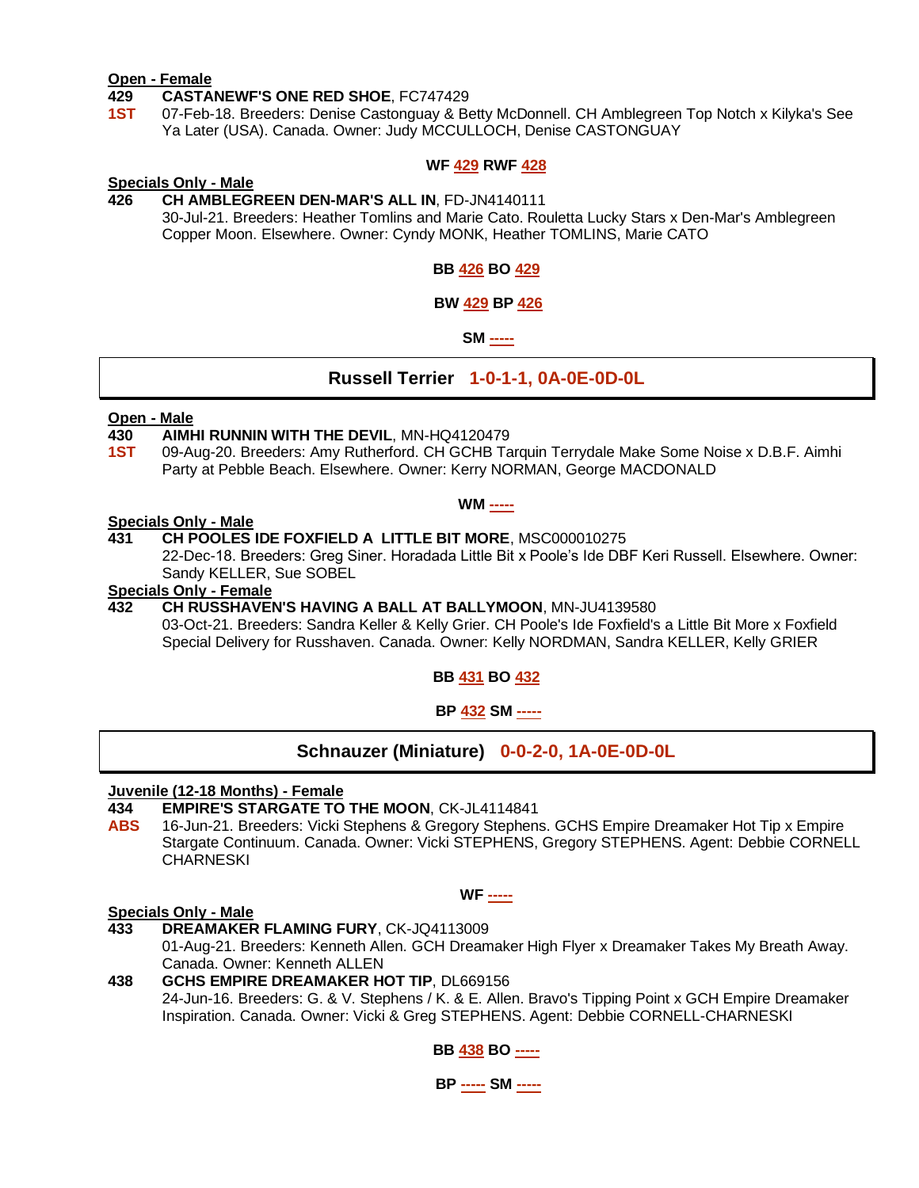**Open - Female**

**429** **CASTANEWF'S ONE RED SHOE**, FC747429
**1ST** 07-Feb-18. Breeders: Denise Castonguay & Betty McDonnell. CH Amblegreen Top Notch x Kilyka's See Ya Later (USA). Canada. Owner: Judy MCCULLOCH, Denise CASTONGUAY

**WF 429 RWF 428**

**Specials Only - Male**

**426** **CH AMBLEGREEN DEN-MAR'S ALL IN**, FD-JN4140111
30-Jul-21. Breeders: Heather Tomlins and Marie Cato. Rouletta Lucky Stars x Den-Mar's Amblegreen Copper Moon. Elsewhere. Owner: Cyndy MONK, Heather TOMLINS, Marie CATO

**BB 426 BO 429**

**BW 429 BP 426**

**SM -----**

## Russell Terrier 1-0-1-1, 0A-0E-0D-0L

**Open - Male**

**430** **AIMHI RUNNIN WITH THE DEVIL**, MN-HQ4120479
**1ST** 09-Aug-20. Breeders: Amy Rutherford. CH GCHB Tarquin Terrydale Make Some Noise x D.B.F. Aimhi Party at Pebble Beach. Elsewhere. Owner: Kerry NORMAN, George MACDONALD

**WM -----**

**Specials Only - Male**

**431** **CH POOLES IDE FOXFIELD A LITTLE BIT MORE**, MSC000010275
22-Dec-18. Breeders: Greg Siner. Horadada Little Bit x Poole's Ide DBF Keri Russell. Elsewhere. Owner: Sandy KELLER, Sue SOBEL

**Specials Only - Female**

**432** **CH RUSSHAVEN'S HAVING A BALL AT BALLYMOON**, MN-JU4139580
03-Oct-21. Breeders: Sandra Keller & Kelly Grier. CH Poole's Ide Foxfield's a Little Bit More x Foxfield Special Delivery for Russhaven. Canada. Owner: Kelly NORDMAN, Sandra KELLER, Kelly GRIER

**BB 431 BO 432**

**BP 432 SM -----**

## Schnauzer (Miniature) 0-0-2-0, 1A-0E-0D-0L

**Juvenile (12-18 Months) - Female**

**434** **EMPIRE'S STARGATE TO THE MOON**, CK-JL4114841
**ABS** 16-Jun-21. Breeders: Vicki Stephens & Gregory Stephens. GCHS Empire Dreamaker Hot Tip x Empire Stargate Continuum. Canada. Owner: Vicki STEPHENS, Gregory STEPHENS. Agent: Debbie CORNELL CHARNESKI

**WF -----**

**Specials Only - Male**

**433** **DREAMAKER FLAMING FURY**, CK-JQ4113009
01-Aug-21. Breeders: Kenneth Allen. GCH Dreamaker High Flyer x Dreamaker Takes My Breath Away. Canada. Owner: Kenneth ALLEN

**438** **GCHS EMPIRE DREAMAKER HOT TIP**, DL669156
24-Jun-16. Breeders: G. & V. Stephens / K. & E. Allen. Bravo's Tipping Point x GCH Empire Dreamaker Inspiration. Canada. Owner: Vicki & Greg STEPHENS. Agent: Debbie CORNELL-CHARNESKI

**BB 438 BO -----**

**BP ----- SM -----**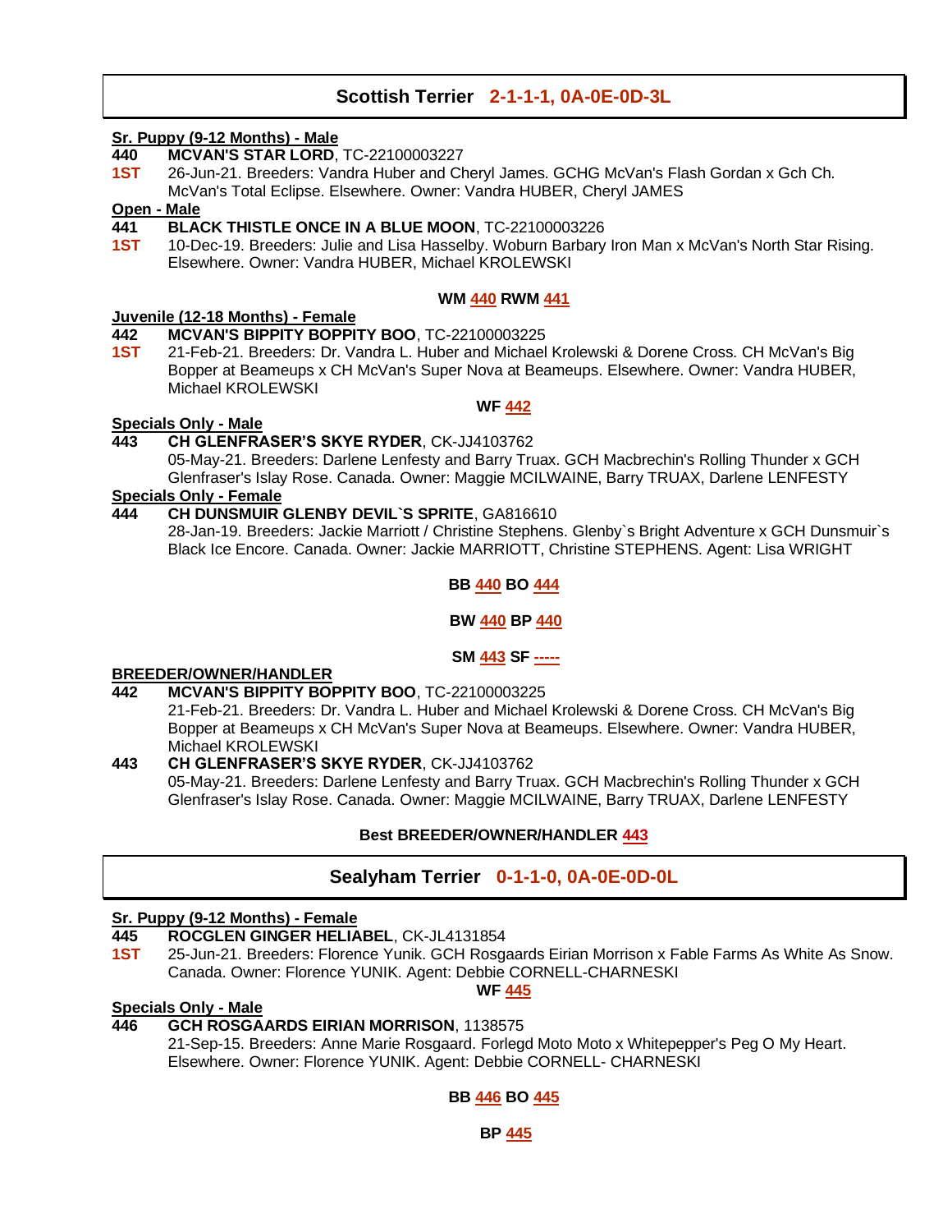## Scottish Terrier 2-1-1-1, 0A-0E-0D-3L

**Sr. Puppy (9-12 Months) - Male**

**440** **MCVAN'S STAR LORD**, TC-22100003227
**1ST** 26-Jun-21. Breeders: Vandra Huber and Cheryl James. GCHG McVan's Flash Gordan x Gch Ch. McVan's Total Eclipse. Elsewhere. Owner: Vandra HUBER, Cheryl JAMES

**Open - Male**

**441** **BLACK THISTLE ONCE IN A BLUE MOON**, TC-22100003226
**1ST** 10-Dec-19. Breeders: Julie and Lisa Hasselby. Woburn Barbary Iron Man x McVan's North Star Rising. Elsewhere. Owner: Vandra HUBER, Michael KROLEWSKI

**WM 440 RWM 441**

**Juvenile (12-18 Months) - Female**

**442** **MCVAN'S BIPPITY BOPPITY BOO**, TC-22100003225
**1ST** 21-Feb-21. Breeders: Dr. Vandra L. Huber and Michael Krolewski & Dorene Cross. CH McVan's Big Bopper at Beameups x CH McVan's Super Nova at Beameups. Elsewhere. Owner: Vandra HUBER, Michael KROLEWSKI

**WF 442**

**Specials Only - Male**

**443** **CH GLENFRASER'S SKYE RYDER**, CK-JJ4103762
05-May-21. Breeders: Darlene Lenfesty and Barry Truax. GCH Macbrechin's Rolling Thunder x GCH Glenfraser's Islay Rose. Canada. Owner: Maggie MCILWAINE, Barry TRUAX, Darlene LENFESTY

**Specials Only - Female**

**444** **CH DUNSMUIR GLENBY DEVIL`S SPRITE**, GA816610
28-Jan-19. Breeders: Jackie Marriott / Christine Stephens. Glenby`s Bright Adventure x GCH Dunsmuir`s Black Ice Encore. Canada. Owner: Jackie MARRIOTT, Christine STEPHENS. Agent: Lisa WRIGHT

**BB 440 BO 444**

**BW 440 BP 440**

**SM 443 SF -----**

**BREEDER/OWNER/HANDLER**

**442** **MCVAN'S BIPPITY BOPPITY BOO**, TC-22100003225
21-Feb-21. Breeders: Dr. Vandra L. Huber and Michael Krolewski & Dorene Cross. CH McVan's Big Bopper at Beameups x CH McVan's Super Nova at Beameups. Elsewhere. Owner: Vandra HUBER, Michael KROLEWSKI

**443** **CH GLENFRASER'S SKYE RYDER**, CK-JJ4103762
05-May-21. Breeders: Darlene Lenfesty and Barry Truax. GCH Macbrechin's Rolling Thunder x GCH Glenfraser's Islay Rose. Canada. Owner: Maggie MCILWAINE, Barry TRUAX, Darlene LENFESTY

**Best BREEDER/OWNER/HANDLER 443**

## Sealyham Terrier 0-1-1-0, 0A-0E-0D-0L

**Sr. Puppy (9-12 Months) - Female**

**445** **ROCGLEN GINGER HELIABEL**, CK-JL4131854
**1ST** 25-Jun-21. Breeders: Florence Yunik. GCH Rosgaards Eirian Morrison x Fable Farms As White As Snow. Canada. Owner: Florence YUNIK. Agent: Debbie CORNELL-CHARNESKI

**WF 445**

**Specials Only - Male**

**446** **GCH ROSGAARDS EIRIAN MORRISON**, 1138575
21-Sep-15. Breeders: Anne Marie Rosgaard. Forlegd Moto Moto x Whitepepper's Peg O My Heart. Elsewhere. Owner: Florence YUNIK. Agent: Debbie CORNELL- CHARNESKI

**BB 446 BO 445**

**BP 445**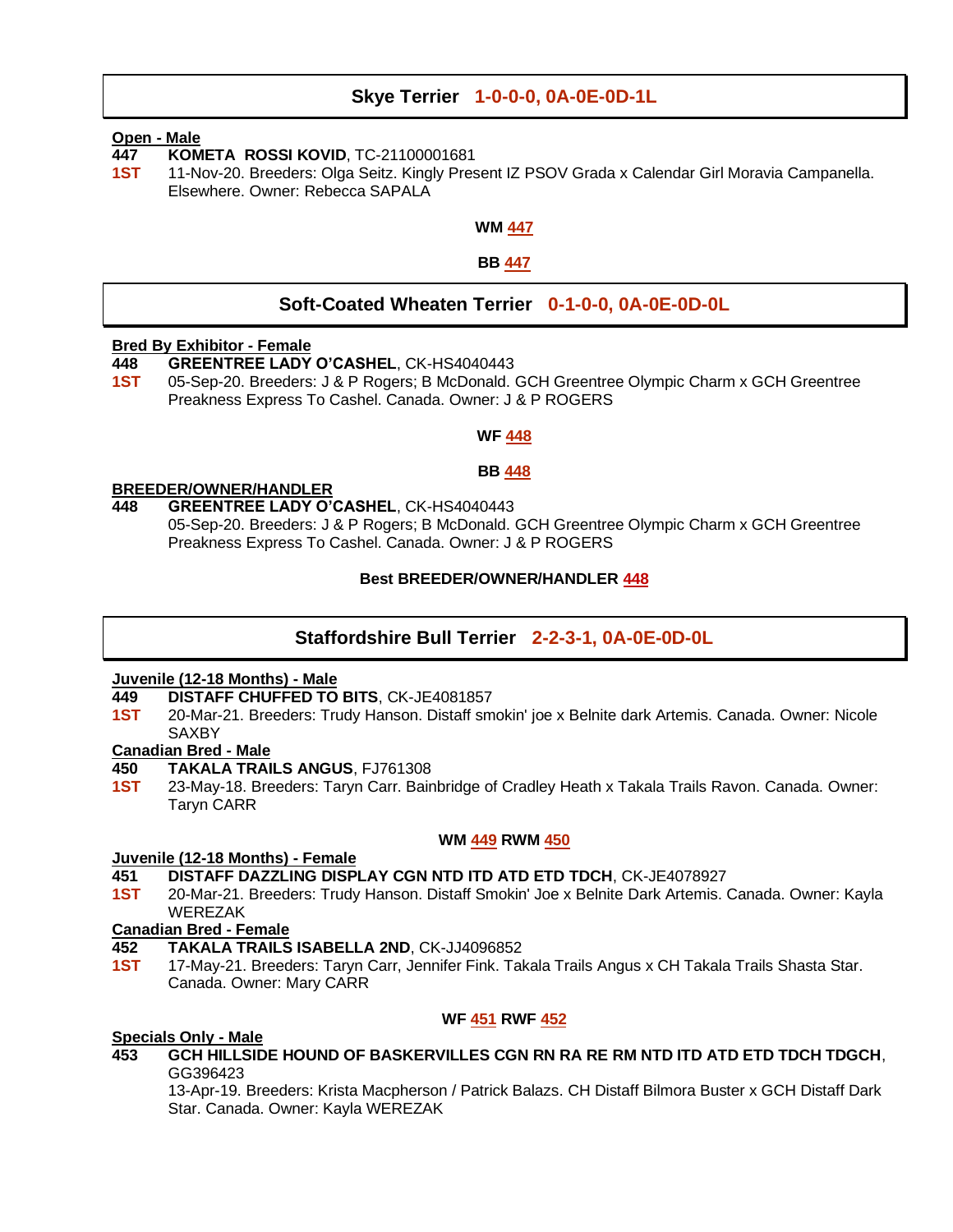## Skye Terrier 1-0-0-0, 0A-0E-0D-1L

**Open - Male**

**447** **KOMETA ROSSI KOVID**, TC-21100001681
**1ST** 11-Nov-20. Breeders: Olga Seitz. Kingly Present IZ PSOV Grada x Calendar Girl Moravia Campanella. Elsewhere. Owner: Rebecca SAPALA

**WM 447**

**BB 447**

## Soft-Coated Wheaten Terrier 0-1-0-0, 0A-0E-0D-0L

**Bred By Exhibitor - Female**

**448** **GREENTREE LADY O'CASHEL**, CK-HS4040443
**1ST** 05-Sep-20. Breeders: J & P Rogers; B McDonald. GCH Greentree Olympic Charm x GCH Greentree Preakness Express To Cashel. Canada. Owner: J & P ROGERS

**WF 448**

**BB 448**

**BREEDER/OWNER/HANDLER**

**448** **GREENTREE LADY O'CASHEL**, CK-HS4040443
05-Sep-20. Breeders: J & P Rogers; B McDonald. GCH Greentree Olympic Charm x GCH Greentree Preakness Express To Cashel. Canada. Owner: J & P ROGERS

**Best BREEDER/OWNER/HANDLER 448**

## Staffordshire Bull Terrier 2-2-3-1, 0A-0E-0D-0L

**Juvenile (12-18 Months) - Male**

**449** **DISTAFF CHUFFED TO BITS**, CK-JE4081857
**1ST** 20-Mar-21. Breeders: Trudy Hanson. Distaff smokin' joe x Belnite dark Artemis. Canada. Owner: Nicole SAXBY

**Canadian Bred - Male**

**450** **TAKALA TRAILS ANGUS**, FJ761308
**1ST** 23-May-18. Breeders: Taryn Carr. Bainbridge of Cradley Heath x Takala Trails Ravon. Canada. Owner: Taryn CARR

**WM 449 RWM 450**

**Juvenile (12-18 Months) - Female**

**451** **DISTAFF DAZZLING DISPLAY CGN NTD ITD ATD ETD TDCH**, CK-JE4078927
**1ST** 20-Mar-21. Breeders: Trudy Hanson. Distaff Smokin' Joe x Belnite Dark Artemis. Canada. Owner: Kayla WEREZAK

**Canadian Bred - Female**

**452** **TAKALA TRAILS ISABELLA 2ND**, CK-JJ4096852
**1ST** 17-May-21. Breeders: Taryn Carr, Jennifer Fink. Takala Trails Angus x CH Takala Trails Shasta Star. Canada. Owner: Mary CARR

**WF 451 RWF 452**

**Specials Only - Male**

**453** **GCH HILLSIDE HOUND OF BASKERVILLES CGN RN RA RE RM NTD ITD ATD ETD TDCH TDGCH**, GG396423
13-Apr-19. Breeders: Krista Macpherson / Patrick Balazs. CH Distaff Bilmora Buster x GCH Distaff Dark Star. Canada. Owner: Kayla WEREZAK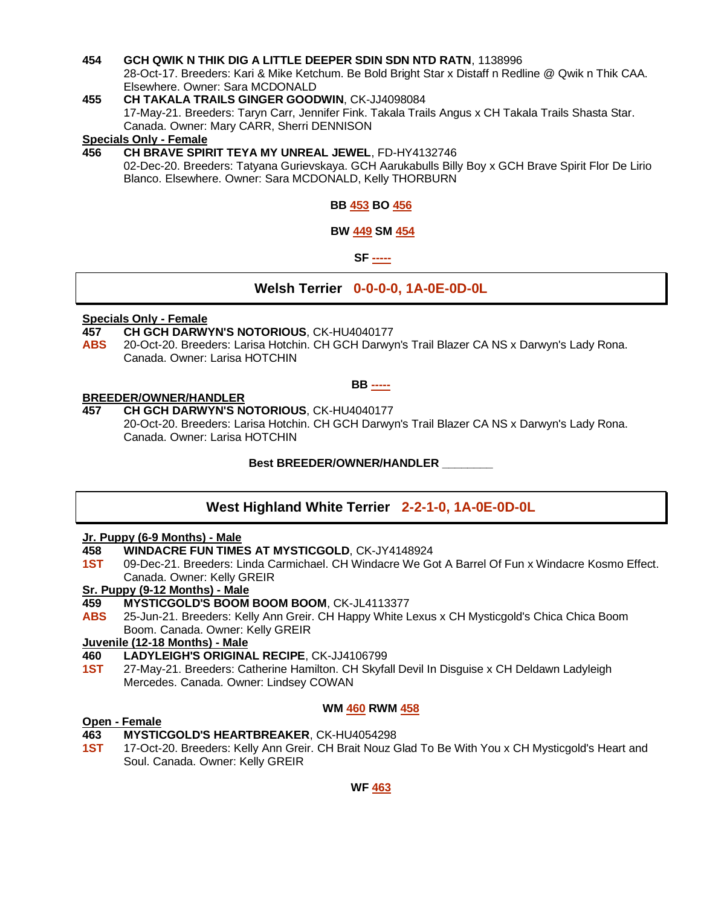**454** **GCH QWIK N THIK DIG A LITTLE DEEPER SDIN SDN NTD RATN**, 1138996
28-Oct-17. Breeders: Kari & Mike Ketchum. Be Bold Bright Star x Distaff n Redline @ Qwik n Thik CAA. Elsewhere. Owner: Sara MCDONALD

**455** **CH TAKALA TRAILS GINGER GOODWIN**, CK-JJ4098084
17-May-21. Breeders: Taryn Carr, Jennifer Fink. Takala Trails Angus x CH Takala Trails Shasta Star. Canada. Owner: Mary CARR, Sherri DENNISON

**Specials Only - Female**

**456** **CH BRAVE SPIRIT TEYA MY UNREAL JEWEL**, FD-HY4132746
02-Dec-20. Breeders: Tatyana Gurievskaya. GCH Aarukabulls Billy Boy x GCH Brave Spirit Flor De Lirio Blanco. Elsewhere. Owner: Sara MCDONALD, Kelly THORBURN

**BB 453 BO 456**

**BW 449 SM 454**

**SF -----**

## Welsh Terrier 0-0-0-0, 1A-0E-0D-0L

**Specials Only - Female**

**457** **CH GCH DARWYN'S NOTORIOUS**, CK-HU4040177
**ABS** 20-Oct-20. Breeders: Larisa Hotchin. CH GCH Darwyn's Trail Blazer CA NS x Darwyn's Lady Rona. Canada. Owner: Larisa HOTCHIN

**BB -----**

**BREEDER/OWNER/HANDLER**

**457** **CH GCH DARWYN'S NOTORIOUS**, CK-HU4040177
20-Oct-20. Breeders: Larisa Hotchin. CH GCH Darwyn's Trail Blazer CA NS x Darwyn's Lady Rona. Canada. Owner: Larisa HOTCHIN

**Best BREEDER/OWNER/HANDLER ________**

## West Highland White Terrier 2-2-1-0, 1A-0E-0D-0L

**Jr. Puppy (6-9 Months) - Male**

**458** **WINDACRE FUN TIMES AT MYSTICGOLD**, CK-JY4148924
**1ST** 09-Dec-21. Breeders: Linda Carmichael. CH Windacre We Got A Barrel Of Fun x Windacre Kosmo Effect. Canada. Owner: Kelly GREIR

**Sr. Puppy (9-12 Months) - Male**

**459** **MYSTICGOLD'S BOOM BOOM BOOM**, CK-JL4113377
**ABS** 25-Jun-21. Breeders: Kelly Ann Greir. CH Happy White Lexus x CH Mysticgold's Chica Chica Boom Boom. Canada. Owner: Kelly GREIR

**Juvenile (12-18 Months) - Male**

**460** **LADYLEIGH'S ORIGINAL RECIPE**, CK-JJ4106799
**1ST** 27-May-21. Breeders: Catherine Hamilton. CH Skyfall Devil In Disguise x CH Deldawn Ladyleigh Mercedes. Canada. Owner: Lindsey COWAN

**WM 460 RWM 458**

**Open - Female**

**463** **MYSTICGOLD'S HEARTBREAKER**, CK-HU4054298
**1ST** 17-Oct-20. Breeders: Kelly Ann Greir. CH Brait Nouz Glad To Be With You x CH Mysticgold's Heart and Soul. Canada. Owner: Kelly GREIR

**WF 463**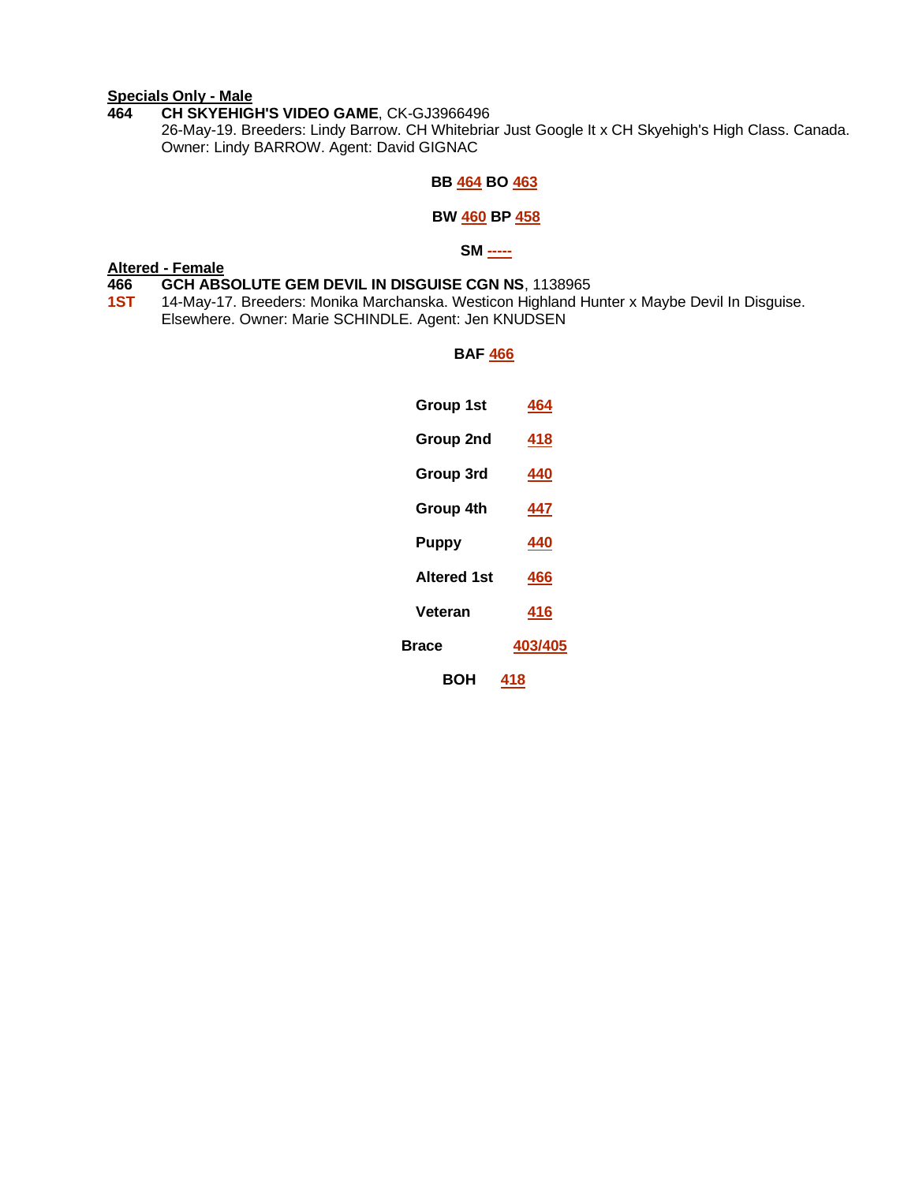**Specials Only - Male**

**464** **CH SKYEHIGH'S VIDEO GAME**, CK-GJ3966496
26-May-19. Breeders: Lindy Barrow. CH Whitebriar Just Google It x CH Skyehigh's High Class. Canada. Owner: Lindy BARROW. Agent: David GIGNAC

**BB 464 BO 463**

**BW 460 BP 458**

**SM -----**

**Altered - Female**

**466** **GCH ABSOLUTE GEM DEVIL IN DISGUISE CGN NS**, 1138965
**1ST** 14-May-17. Breeders: Monika Marchanska. Westicon Highland Hunter x Maybe Devil In Disguise. Elsewhere. Owner: Marie SCHINDLE. Agent: Jen KNUDSEN

**BAF 466**

| | |
|---|---|
| **Group 1st** | 464 |
| **Group 2nd** | 418 |
| **Group 3rd** | 440 |
| **Group 4th** | 447 |
| **Puppy** | 440 |
| **Altered 1st** | 466 |
| **Veteran** | 416 |
| **Brace** | 403/405 |
| **BOH** | 418 |